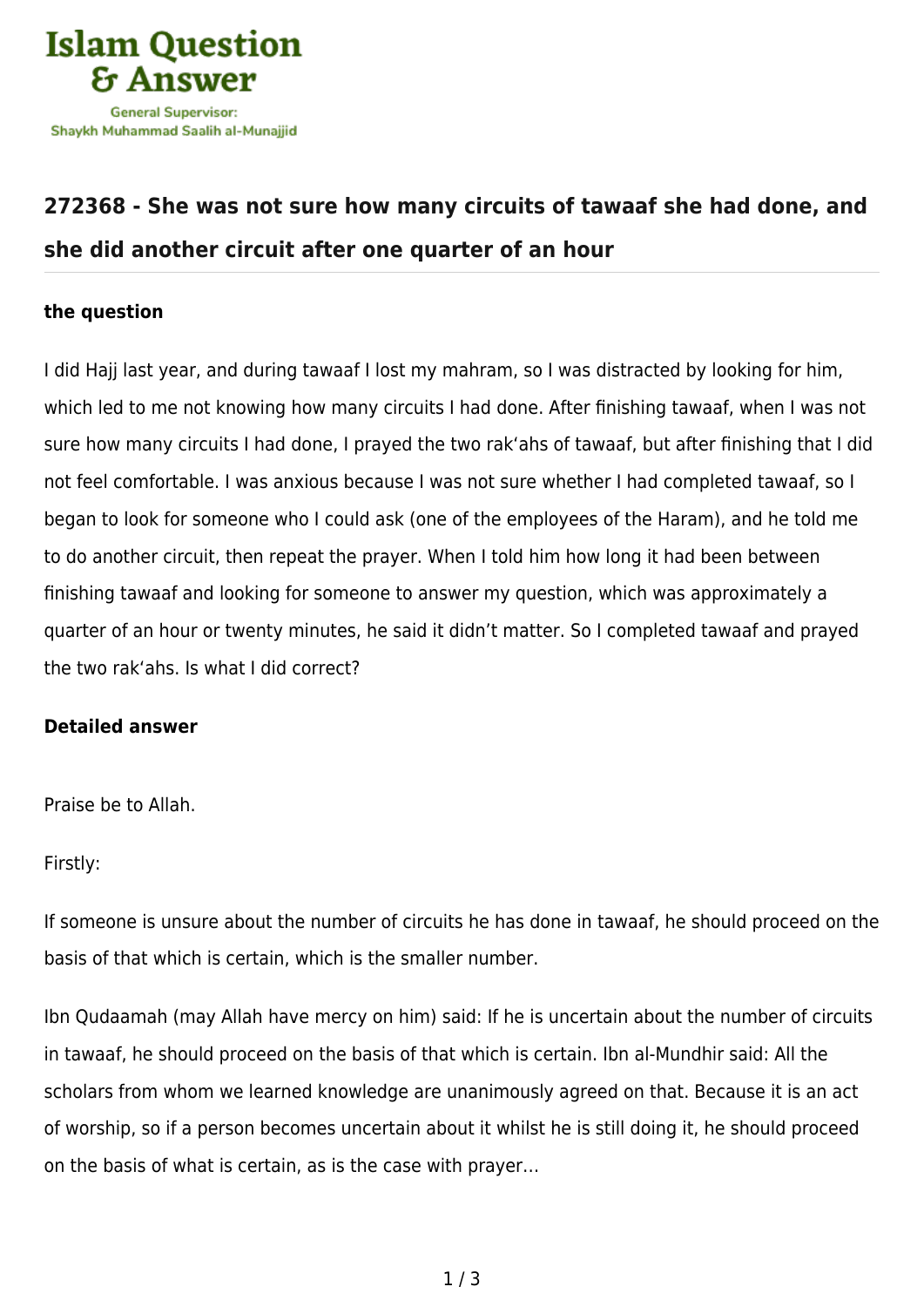# Islam Question & Answer

General Supervisor: Shaykh Muhammad Saalih al-Munajjid

## 272368 - She was not sure how many circuits of tawaaf she had done, and she did another circuit after one quarter of an hour

### the question

I did Hajj last year, and during tawaaf I lost my mahram, so I was distracted by looking for him, which led to me not knowing how many circuits I had done. After finishing tawaaf, when I was not sure how many circuits I had done, I prayed the two rak'ahs of tawaaf, but after finishing that I did not feel comfortable. I was anxious because I was not sure whether I had completed tawaaf, so I began to look for someone who I could ask (one of the employees of the Haram), and he told me to do another circuit, then repeat the prayer. When I told him how long it had been between finishing tawaaf and looking for someone to answer my question, which was approximately a quarter of an hour or twenty minutes, he said it didn't matter. So I completed tawaaf and prayed the two rak'ahs. Is what I did correct?

### Detailed answer

Praise be to Allah.

Firstly:

If someone is unsure about the number of circuits he has done in tawaaf, he should proceed on the basis of that which is certain, which is the smaller number.

Ibn Qudaamah (may Allah have mercy on him) said: If he is uncertain about the number of circuits in tawaaf, he should proceed on the basis of that which is certain. Ibn al-Mundhir said: All the scholars from whom we learned knowledge are unanimously agreed on that. Because it is an act of worship, so if a person becomes uncertain about it whilst he is still doing it, he should proceed on the basis of what is certain, as is the case with prayer…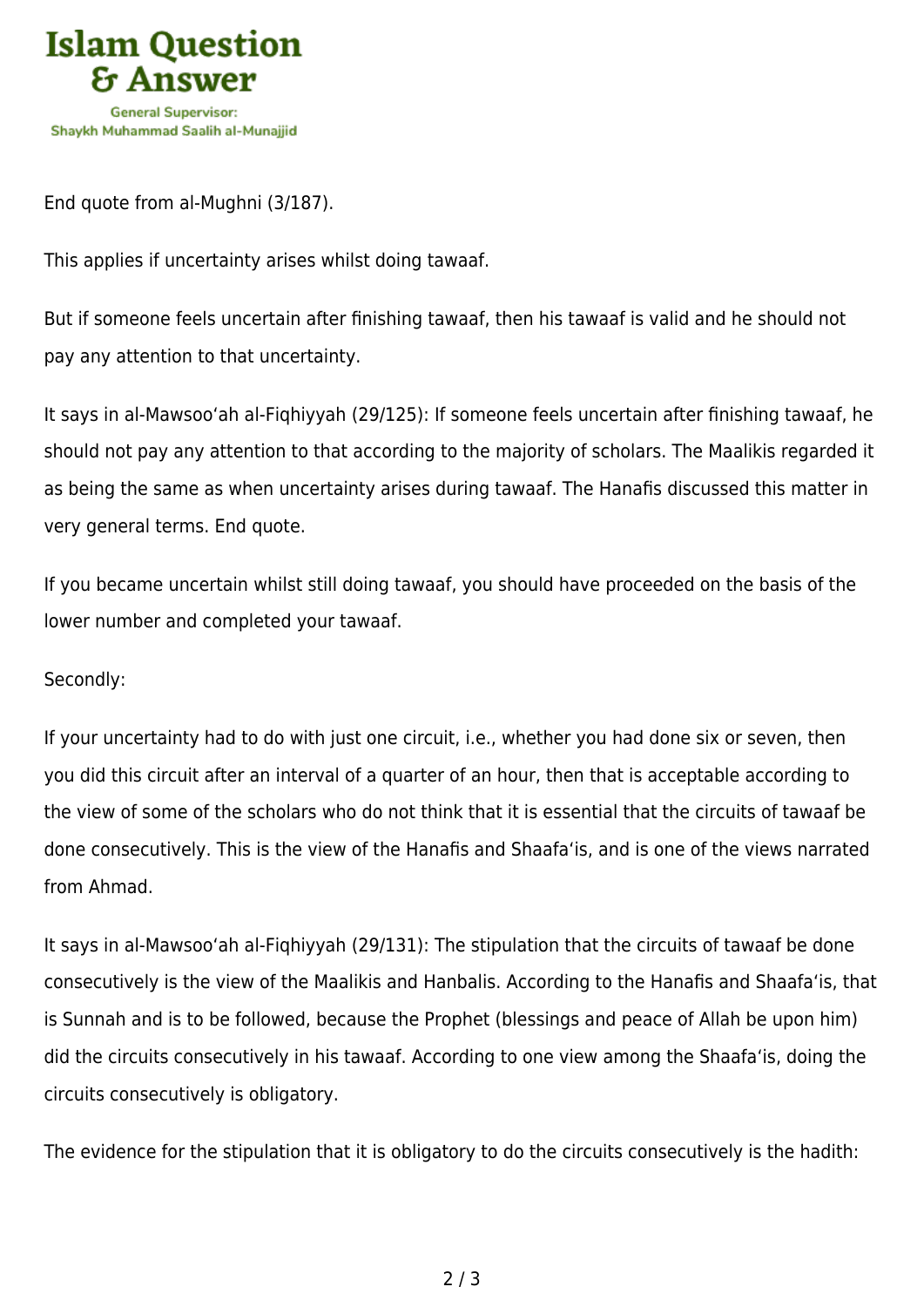End quote from al-Mughni (3/187).

This applies if uncertainty arises whilst doing tawaaf.

But if someone feels uncertain after finishing tawaaf, then his tawaaf is valid and he should not pay any attention to that uncertainty.

It says in al-Mawsoo‘ah al-Fiqhiyyah (29/125): If someone feels uncertain after finishing tawaaf, he should not pay any attention to that according to the majority of scholars. The Maalikis regarded it as being the same as when uncertainty arises during tawaaf. The Hanafis discussed this matter in very general terms. End quote.

If you became uncertain whilst still doing tawaaf, you should have proceeded on the basis of the lower number and completed your tawaaf.

Secondly:

If your uncertainty had to do with just one circuit, i.e., whether you had done six or seven, then you did this circuit after an interval of a quarter of an hour, then that is acceptable according to the view of some of the scholars who do not think that it is essential that the circuits of tawaaf be done consecutively. This is the view of the Hanafis and Shaafa‘is, and is one of the views narrated from Ahmad.

It says in al-Mawsoo‘ah al-Fiqhiyyah (29/131): The stipulation that the circuits of tawaaf be done consecutively is the view of the Maalikis and Hanbalis. According to the Hanafis and Shaafa‘is, that is Sunnah and is to be followed, because the Prophet (blessings and peace of Allah be upon him) did the circuits consecutively in his tawaaf. According to one view among the Shaafa‘is, doing the circuits consecutively is obligatory.

The evidence for the stipulation that it is obligatory to do the circuits consecutively is the hadith: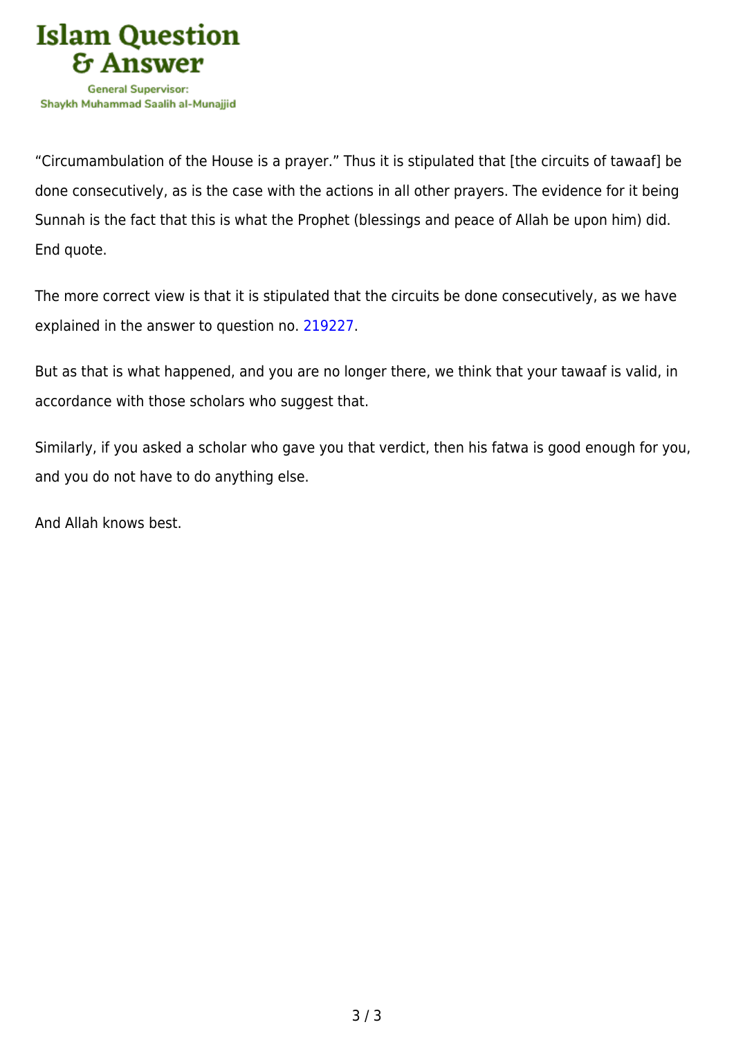"Circumambulation of the House is a prayer." Thus it is stipulated that [the circuits of tawaaf] be done consecutively, as is the case with the actions in all other prayers. The evidence for it being Sunnah is the fact that this is what the Prophet (blessings and peace of Allah be upon him) did. End quote.

The more correct view is that it is stipulated that the circuits be done consecutively, as we have explained in the answer to question no. 219227.

But as that is what happened, and you are no longer there, we think that your tawaaf is valid, in accordance with those scholars who suggest that.

Similarly, if you asked a scholar who gave you that verdict, then his fatwa is good enough for you, and you do not have to do anything else.

And Allah knows best.